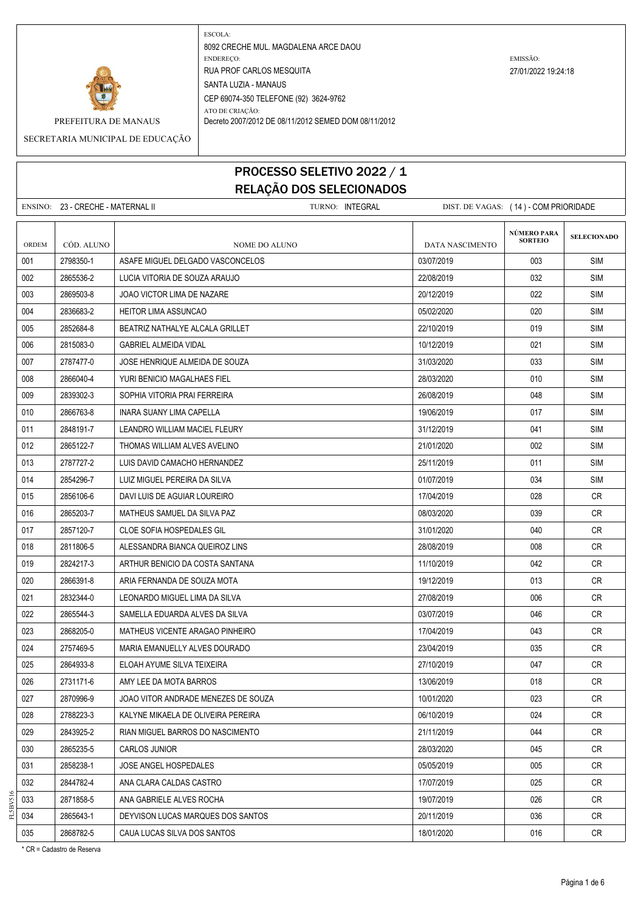PREFEITURA DE MANAUS

SECRETARIA MUNICIPAL DE EDUCAÇÃO

ESCOLA:
8092 CRECHE MUL. MAGDALENA ARCE DAOU

ENDEREÇO:
RUA PROF CARLOS MESQUITA
SANTA LUZIA - MANAUS
CEP 69074-350 TELEFONE (92) 3624-9762

ATO DE CRIAÇÃO:
Decreto 2007/2012 DE 08/11/2012 SEMED DOM 08/11/2012

EMISSÃO:
27/01/2022 19:24:18

# PROCESSO SELETIVO 2022 / 1
## RELAÇÃO DOS SELECIONADOS

ENSINO: 23 - CRECHE - MATERNAL II    TURNO: INTEGRAL    DIST. DE VAGAS: ( 14 ) - COM PRIORIDADE

| ORDEM | CÓD. ALUNO | NOME DO ALUNO | DATA NASCIMENTO | NÚMERO PARA SORTEIO | SELECIONADO |
|---|---|---|---|---|---|
| 001 | 2798350-1 | ASAFE MIGUEL DELGADO VASCONCELOS | 03/07/2019 | 003 | SIM |
| 002 | 2865536-2 | LUCIA VITORIA DE SOUZA ARAUJO | 22/08/2019 | 032 | SIM |
| 003 | 2869503-8 | JOAO VICTOR LIMA DE NAZARE | 20/12/2019 | 022 | SIM |
| 004 | 2836683-2 | HEITOR LIMA ASSUNCAO | 05/02/2020 | 020 | SIM |
| 005 | 2852684-8 | BEATRIZ NATHALYE ALCALA GRILLET | 22/10/2019 | 019 | SIM |
| 006 | 2815083-0 | GABRIEL ALMEIDA VIDAL | 10/12/2019 | 021 | SIM |
| 007 | 2787477-0 | JOSE HENRIQUE ALMEIDA DE SOUZA | 31/03/2020 | 033 | SIM |
| 008 | 2866040-4 | YURI BENICIO MAGALHAES FIEL | 28/03/2020 | 010 | SIM |
| 009 | 2839302-3 | SOPHIA VITORIA PRAI FERREIRA | 26/08/2019 | 048 | SIM |
| 010 | 2866763-8 | INARA SUANY LIMA CAPELLA | 19/06/2019 | 017 | SIM |
| 011 | 2848191-7 | LEANDRO WILLIAM MACIEL FLEURY | 31/12/2019 | 041 | SIM |
| 012 | 2865122-7 | THOMAS WILLIAM ALVES AVELINO | 21/01/2020 | 002 | SIM |
| 013 | 2787727-2 | LUIS DAVID CAMACHO HERNANDEZ | 25/11/2019 | 011 | SIM |
| 014 | 2854296-7 | LUIZ MIGUEL PEREIRA DA SILVA | 01/07/2019 | 034 | SIM |
| 015 | 2856106-6 | DAVI LUIS DE AGUIAR LOUREIRO | 17/04/2019 | 028 | CR |
| 016 | 2865203-7 | MATHEUS SAMUEL DA SILVA PAZ | 08/03/2020 | 039 | CR |
| 017 | 2857120-7 | CLOE SOFIA HOSPEDALES GIL | 31/01/2020 | 040 | CR |
| 018 | 2811806-5 | ALESSANDRA BIANCA QUEIROZ LINS | 28/08/2019 | 008 | CR |
| 019 | 2824217-3 | ARTHUR BENICIO DA COSTA SANTANA | 11/10/2019 | 042 | CR |
| 020 | 2866391-8 | ARIA FERNANDA DE SOUZA MOTA | 19/12/2019 | 013 | CR |
| 021 | 2832344-0 | LEONARDO MIGUEL LIMA DA SILVA | 27/08/2019 | 006 | CR |
| 022 | 2865544-3 | SAMELLA EDUARDA ALVES DA SILVA | 03/07/2019 | 046 | CR |
| 023 | 2868205-0 | MATHEUS VICENTE ARAGAO PINHEIRO | 17/04/2019 | 043 | CR |
| 024 | 2757469-5 | MARIA EMANUELLY ALVES DOURADO | 23/04/2019 | 035 | CR |
| 025 | 2864933-8 | ELOAH AYUME SILVA TEIXEIRA | 27/10/2019 | 047 | CR |
| 026 | 2731171-6 | AMY LEE DA MOTA BARROS | 13/06/2019 | 018 | CR |
| 027 | 2870996-9 | JOAO VITOR ANDRADE MENEZES DE SOUZA | 10/01/2020 | 023 | CR |
| 028 | 2788223-3 | KALYNE MIKAELA DE OLIVEIRA PEREIRA | 06/10/2019 | 024 | CR |
| 029 | 2843925-2 | RIAN MIGUEL BARROS DO NASCIMENTO | 21/11/2019 | 044 | CR |
| 030 | 2865235-5 | CARLOS JUNIOR | 28/03/2020 | 045 | CR |
| 031 | 2858238-1 | JOSE ANGEL HOSPEDALES | 05/05/2019 | 005 | CR |
| 032 | 2844782-4 | ANA CLARA CALDAS CASTRO | 17/07/2019 | 025 | CR |
| 033 | 2871858-5 | ANA GABRIELE ALVES ROCHA | 19/07/2019 | 026 | CR |
| 034 | 2865643-1 | DEYVISON LUCAS MARQUES DOS SANTOS | 20/11/2019 | 036 | CR |
| 035 | 2868782-5 | CAUA LUCAS SILVA DOS SANTOS | 18/01/2020 | 016 | CR |

* CR = Cadastro de Reserva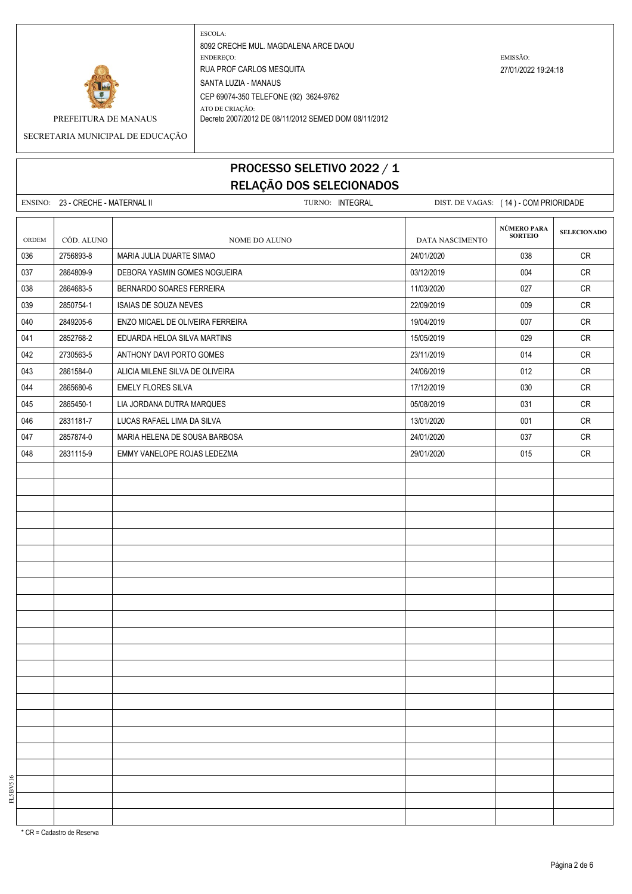PREFEITURA DE MANAUS

SECRETARIA MUNICIPAL DE EDUCAÇÃO

ESCOLA:
8092 CRECHE MUL. MAGDALENA ARCE DAOU
ENDEREÇO:
RUA PROF CARLOS MESQUITA
SANTA LUZIA - MANAUS
CEP 69074-350 TELEFONE (92) 3624-9762
ATO DE CRIAÇÃO:
Decreto 2007/2012 DE 08/11/2012 SEMED DOM 08/11/2012

EMISSÃO:
27/01/2022 19:24:18

# PROCESSO SELETIVO 2022 / 1
## RELAÇÃO DOS SELECIONADOS

ENSINO: 23 - CRECHE - MATERNAL II    TURNO: INTEGRAL    DIST. DE VAGAS: ( 14 ) - COM PRIORIDADE

| ORDEM | CÓD. ALUNO | NOME DO ALUNO | DATA NASCIMENTO | NÚMERO PARA SORTEIO | SELECIONADO |
|---|---|---|---|---|---|
| 036 | 2756893-8 | MARIA JULIA DUARTE SIMAO | 24/01/2020 | 038 | CR |
| 037 | 2864809-9 | DEBORA YASMIN GOMES NOGUEIRA | 03/12/2019 | 004 | CR |
| 038 | 2864683-5 | BERNARDO SOARES FERREIRA | 11/03/2020 | 027 | CR |
| 039 | 2850754-1 | ISAIAS DE SOUZA NEVES | 22/09/2019 | 009 | CR |
| 040 | 2849205-6 | ENZO MICAEL DE OLIVEIRA FERREIRA | 19/04/2019 | 007 | CR |
| 041 | 2852768-2 | EDUARDA HELOA SILVA MARTINS | 15/05/2019 | 029 | CR |
| 042 | 2730563-5 | ANTHONY DAVI PORTO GOMES | 23/11/2019 | 014 | CR |
| 043 | 2861584-0 | ALICIA MILENE SILVA DE OLIVEIRA | 24/06/2019 | 012 | CR |
| 044 | 2865680-6 | EMELY FLORES SILVA | 17/12/2019 | 030 | CR |
| 045 | 2865450-1 | LIA JORDANA DUTRA MARQUES | 05/08/2019 | 031 | CR |
| 046 | 2831181-7 | LUCAS RAFAEL LIMA DA SILVA | 13/01/2020 | 001 | CR |
| 047 | 2857874-0 | MARIA HELENA DE SOUSA BARBOSA | 24/01/2020 | 037 | CR |
| 048 | 2831115-9 | EMMY VANELOPE ROJAS LEDEZMA | 29/01/2020 | 015 | CR |

* CR = Cadastro de Reserva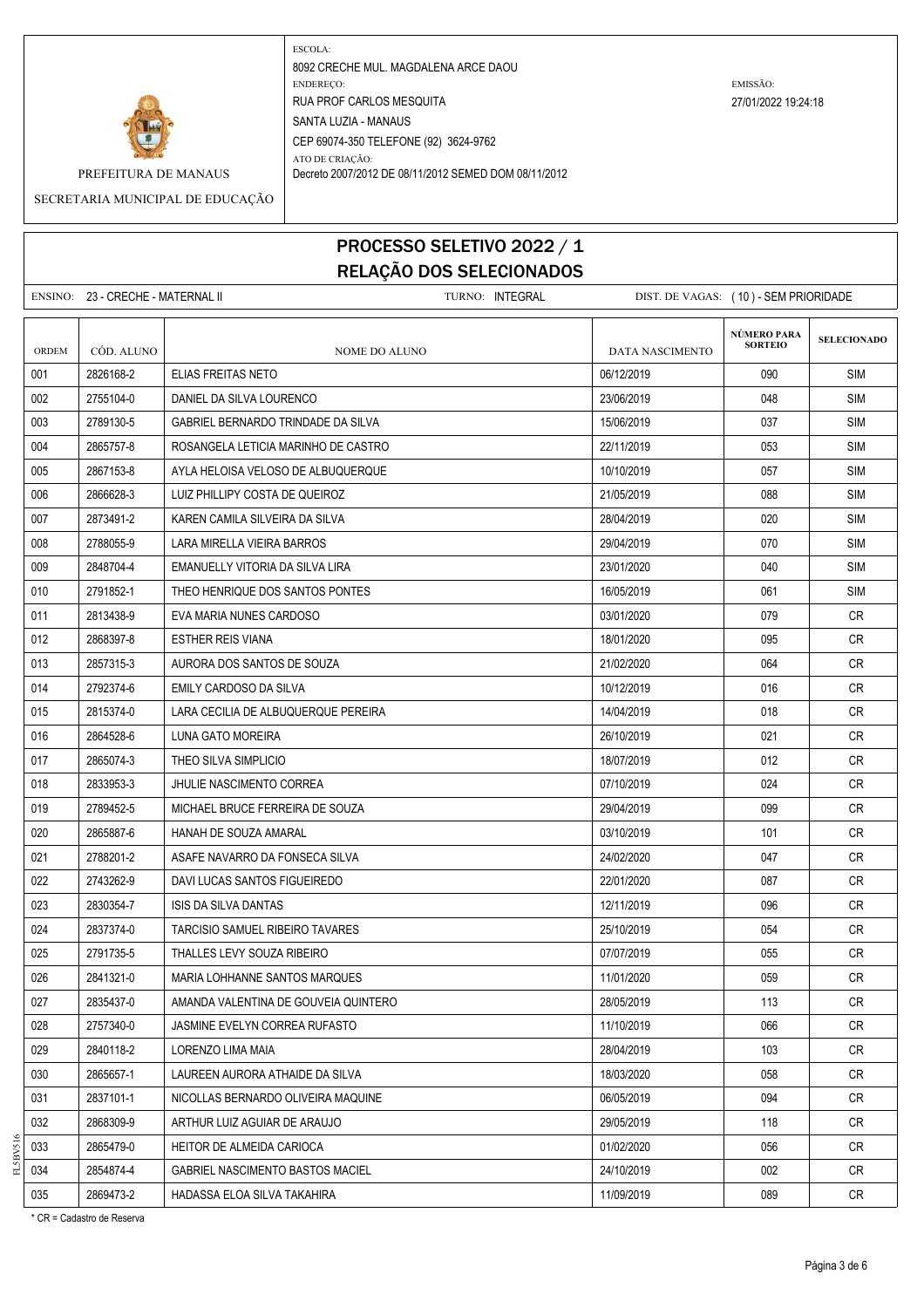PREFEITURA DE MANAUS

SECRETARIA MUNICIPAL DE EDUCAÇÃO

ESCOLA:
8092 CRECHE MUL. MAGDALENA ARCE DAOU
ENDEREÇO:
RUA PROF CARLOS MESQUITA
SANTA LUZIA - MANAUS
CEP 69074-350 TELEFONE (92) 3624-9762
ATO DE CRIAÇÃO:
Decreto 2007/2012 DE 08/11/2012 SEMED DOM 08/11/2012

EMISSÃO:
27/01/2022 19:24:18

# PROCESSO SELETIVO 2022 / 1
## RELAÇÃO DOS SELECIONADOS

ENSINO: 23 - CRECHE - MATERNAL II    TURNO: INTEGRAL    DIST. DE VAGAS: ( 10 ) - SEM PRIORIDADE

| ORDEM | CÓD. ALUNO | NOME DO ALUNO | DATA NASCIMENTO | NÚMERO PARA SORTEIO | SELECIONADO |
|---|---|---|---|---|---|
| 001 | 2826168-2 | ELIAS FREITAS NETO | 06/12/2019 | 090 | SIM |
| 002 | 2755104-0 | DANIEL DA SILVA LOURENCO | 23/06/2019 | 048 | SIM |
| 003 | 2789130-5 | GABRIEL BERNARDO TRINDADE DA SILVA | 15/06/2019 | 037 | SIM |
| 004 | 2865757-8 | ROSANGELA LETICIA MARINHO DE CASTRO | 22/11/2019 | 053 | SIM |
| 005 | 2867153-8 | AYLA HELOISA VELOSO DE ALBUQUERQUE | 10/10/2019 | 057 | SIM |
| 006 | 2866628-3 | LUIZ PHILLIPY COSTA DE QUEIROZ | 21/05/2019 | 088 | SIM |
| 007 | 2873491-2 | KAREN CAMILA SILVEIRA DA SILVA | 28/04/2019 | 020 | SIM |
| 008 | 2788055-9 | LARA MIRELLA VIEIRA BARROS | 29/04/2019 | 070 | SIM |
| 009 | 2848704-4 | EMANUELLY VITORIA DA SILVA LIRA | 23/01/2020 | 040 | SIM |
| 010 | 2791852-1 | THEO HENRIQUE DOS SANTOS PONTES | 16/05/2019 | 061 | SIM |
| 011 | 2813438-9 | EVA MARIA NUNES CARDOSO | 03/01/2020 | 079 | CR |
| 012 | 2868397-8 | ESTHER REIS VIANA | 18/01/2020 | 095 | CR |
| 013 | 2857315-3 | AURORA DOS SANTOS DE SOUZA | 21/02/2020 | 064 | CR |
| 014 | 2792374-6 | EMILY CARDOSO DA SILVA | 10/12/2019 | 016 | CR |
| 015 | 2815374-0 | LARA CECILIA DE ALBUQUERQUE PEREIRA | 14/04/2019 | 018 | CR |
| 016 | 2864528-6 | LUNA GATO MOREIRA | 26/10/2019 | 021 | CR |
| 017 | 2865074-3 | THEO SILVA SIMPLICIO | 18/07/2019 | 012 | CR |
| 018 | 2833953-3 | JHULIE NASCIMENTO CORREA | 07/10/2019 | 024 | CR |
| 019 | 2789452-5 | MICHAEL BRUCE FERREIRA DE SOUZA | 29/04/2019 | 099 | CR |
| 020 | 2865887-6 | HANAH DE SOUZA AMARAL | 03/10/2019 | 101 | CR |
| 021 | 2788201-2 | ASAFE NAVARRO DA FONSECA SILVA | 24/02/2020 | 047 | CR |
| 022 | 2743262-9 | DAVI LUCAS SANTOS FIGUEIREDO | 22/01/2020 | 087 | CR |
| 023 | 2830354-7 | ISIS DA SILVA DANTAS | 12/11/2019 | 096 | CR |
| 024 | 2837374-0 | TARCISIO SAMUEL RIBEIRO TAVARES | 25/10/2019 | 054 | CR |
| 025 | 2791735-5 | THALLES LEVY SOUZA RIBEIRO | 07/07/2019 | 055 | CR |
| 026 | 2841321-0 | MARIA LOHHANNE SANTOS MARQUES | 11/01/2020 | 059 | CR |
| 027 | 2835437-0 | AMANDA VALENTINA DE GOUVEIA QUINTERO | 28/05/2019 | 113 | CR |
| 028 | 2757340-0 | JASMINE EVELYN CORREA RUFASTO | 11/10/2019 | 066 | CR |
| 029 | 2840118-2 | LORENZO LIMA MAIA | 28/04/2019 | 103 | CR |
| 030 | 2865657-1 | LAUREEN AURORA ATHAIDE DA SILVA | 18/03/2020 | 058 | CR |
| 031 | 2837101-1 | NICOLLAS BERNARDO OLIVEIRA MAQUINE | 06/05/2019 | 094 | CR |
| 032 | 2868309-9 | ARTHUR LUIZ AGUIAR DE ARAUJO | 29/05/2019 | 118 | CR |
| 033 | 2865479-0 | HEITOR DE ALMEIDA CARIOCA | 01/02/2020 | 056 | CR |
| 034 | 2854874-4 | GABRIEL NASCIMENTO BASTOS MACIEL | 24/10/2019 | 002 | CR |
| 035 | 2869473-2 | HADASSA ELOA SILVA TAKAHIRA | 11/09/2019 | 089 | CR |

\* CR = Cadastro de Reserva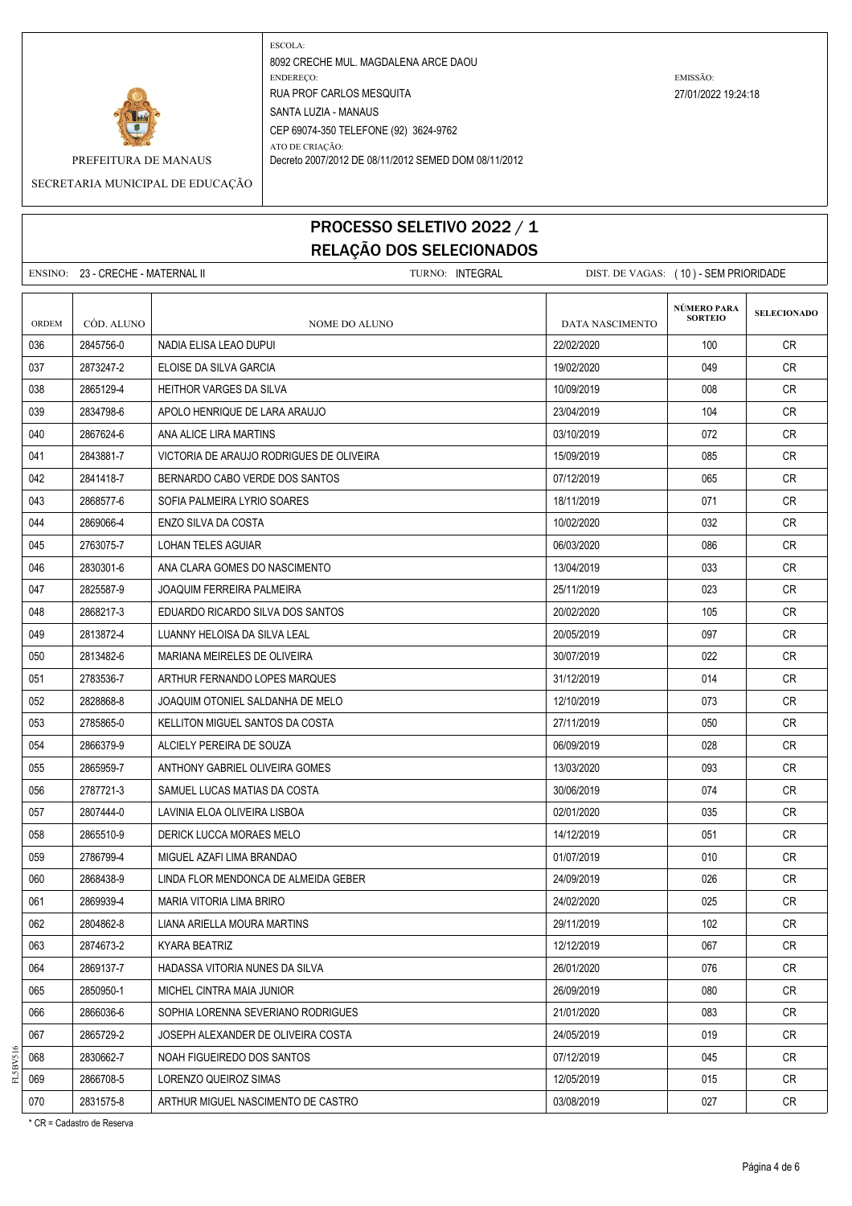ESCOLA:
8092 CRECHE MUL. MAGDALENA ARCE DAOU
ENDEREÇO:
RUA PROF CARLOS MESQUITA
SANTA LUZIA - MANAUS
CEP 69074-350 TELEFONE (92) 3624-9762
ATO DE CRIAÇÃO:
Decreto 2007/2012 DE 08/11/2012 SEMED DOM 08/11/2012

EMISSÃO:
27/01/2022 19:24:18

PREFEITURA DE MANAUS

SECRETARIA MUNICIPAL DE EDUCAÇÃO

# PROCESSO SELETIVO 2022 / 1
## RELAÇÃO DOS SELECIONADOS

ENSINO: 23 - CRECHE - MATERNAL II TURNO: INTEGRAL DIST. DE VAGAS: ( 10 ) - SEM PRIORIDADE

| ORDEM | CÓD. ALUNO | NOME DO ALUNO | DATA NASCIMENTO | NÚMERO PARA SORTEIO | SELECIONADO |
|---|---|---|---|---|---|
| 036 | 2845756-0 | NADIA ELISA LEAO DUPUI | 22/02/2020 | 100 | CR |
| 037 | 2873247-2 | ELOISE DA SILVA GARCIA | 19/02/2020 | 049 | CR |
| 038 | 2865129-4 | HEITHOR VARGES DA SILVA | 10/09/2019 | 008 | CR |
| 039 | 2834798-6 | APOLO HENRIQUE DE LARA ARAUJO | 23/04/2019 | 104 | CR |
| 040 | 2867624-6 | ANA ALICE LIRA MARTINS | 03/10/2019 | 072 | CR |
| 041 | 2843881-7 | VICTORIA DE ARAUJO RODRIGUES DE OLIVEIRA | 15/09/2019 | 085 | CR |
| 042 | 2841418-7 | BERNARDO CABO VERDE DOS SANTOS | 07/12/2019 | 065 | CR |
| 043 | 2868577-6 | SOFIA PALMEIRA LYRIO SOARES | 18/11/2019 | 071 | CR |
| 044 | 2869066-4 | ENZO SILVA DA COSTA | 10/02/2020 | 032 | CR |
| 045 | 2763075-7 | LOHAN TELES AGUIAR | 06/03/2020 | 086 | CR |
| 046 | 2830301-6 | ANA CLARA GOMES DO NASCIMENTO | 13/04/2019 | 033 | CR |
| 047 | 2825587-9 | JOAQUIM FERREIRA PALMEIRA | 25/11/2019 | 023 | CR |
| 048 | 2868217-3 | EDUARDO RICARDO SILVA DOS SANTOS | 20/02/2020 | 105 | CR |
| 049 | 2813872-4 | LUANNY HELOISA DA SILVA LEAL | 20/05/2019 | 097 | CR |
| 050 | 2813482-6 | MARIANA MEIRELES DE OLIVEIRA | 30/07/2019 | 022 | CR |
| 051 | 2783536-7 | ARTHUR FERNANDO LOPES MARQUES | 31/12/2019 | 014 | CR |
| 052 | 2828868-8 | JOAQUIM OTONIEL SALDANHA DE MELO | 12/10/2019 | 073 | CR |
| 053 | 2785865-0 | KELLITON MIGUEL SANTOS DA COSTA | 27/11/2019 | 050 | CR |
| 054 | 2866379-9 | ALCIELY PEREIRA DE SOUZA | 06/09/2019 | 028 | CR |
| 055 | 2865959-7 | ANTHONY GABRIEL OLIVEIRA GOMES | 13/03/2020 | 093 | CR |
| 056 | 2787721-3 | SAMUEL LUCAS MATIAS DA COSTA | 30/06/2019 | 074 | CR |
| 057 | 2807444-0 | LAVINIA ELOA OLIVEIRA LISBOA | 02/01/2020 | 035 | CR |
| 058 | 2865510-9 | DERICK LUCCA MORAES MELO | 14/12/2019 | 051 | CR |
| 059 | 2786799-4 | MIGUEL AZAFI LIMA BRANDAO | 01/07/2019 | 010 | CR |
| 060 | 2868438-9 | LINDA FLOR MENDONCA DE ALMEIDA GEBER | 24/09/2019 | 026 | CR |
| 061 | 2869939-4 | MARIA VITORIA LIMA BRIRO | 24/02/2020 | 025 | CR |
| 062 | 2804862-8 | LIANA ARIELLA MOURA MARTINS | 29/11/2019 | 102 | CR |
| 063 | 2874673-2 | KYARA BEATRIZ | 12/12/2019 | 067 | CR |
| 064 | 2869137-7 | HADASSA VITORIA NUNES DA SILVA | 26/01/2020 | 076 | CR |
| 065 | 2850950-1 | MICHEL CINTRA MAIA JUNIOR | 26/09/2019 | 080 | CR |
| 066 | 2866036-6 | SOPHIA LORENNA SEVERIANO RODRIGUES | 21/01/2020 | 083 | CR |
| 067 | 2865729-2 | JOSEPH ALEXANDER DE OLIVEIRA COSTA | 24/05/2019 | 019 | CR |
| 068 | 2830662-7 | NOAH FIGUEIREDO DOS SANTOS | 07/12/2019 | 045 | CR |
| 069 | 2866708-5 | LORENZO QUEIROZ SIMAS | 12/05/2019 | 015 | CR |
| 070 | 2831575-8 | ARTHUR MIGUEL NASCIMENTO DE CASTRO | 03/08/2019 | 027 | CR |

* CR = Cadastro de Reserva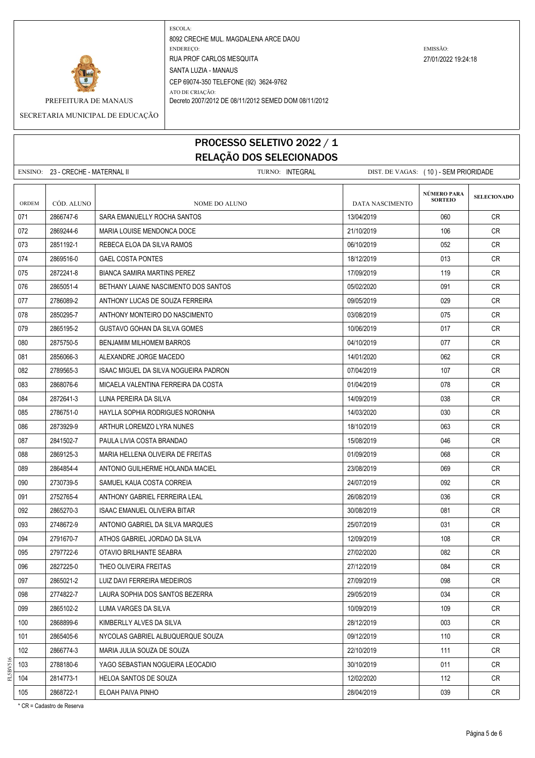ESCOLA:
8092 CRECHE MUL. MAGDALENA ARCE DAOU
ENDEREÇO:
RUA PROF CARLOS MESQUITA
SANTA LUZIA - MANAUS
CEP 69074-350 TELEFONE (92) 3624-9762
ATO DE CRIAÇÃO:
Decreto 2007/2012 DE 08/11/2012 SEMED DOM 08/11/2012

EMISSÃO:
27/01/2022 19:24:18

PREFEITURA DE MANAUS

SECRETARIA MUNICIPAL DE EDUCAÇÃO

# PROCESSO SELETIVO 2022 / 1
## RELAÇÃO DOS SELECIONADOS

ENSINO: 23 - CRECHE - MATERNAL II    TURNO: INTEGRAL    DIST. DE VAGAS: ( 10 ) - SEM PRIORIDADE

| ORDEM | CÓD. ALUNO | NOME DO ALUNO | DATA NASCIMENTO | NÚMERO PARA SORTEIO | SELECIONADO |
|---|---|---|---|---|---|
| 071 | 2866747-6 | SARA EMANUELLY ROCHA SANTOS | 13/04/2019 | 060 | CR |
| 072 | 2869244-6 | MARIA LOUISE MENDONCA DOCE | 21/10/2019 | 106 | CR |
| 073 | 2851192-1 | REBECA ELOA DA SILVA RAMOS | 06/10/2019 | 052 | CR |
| 074 | 2869516-0 | GAEL COSTA PONTES | 18/12/2019 | 013 | CR |
| 075 | 2872241-8 | BIANCA SAMIRA MARTINS PEREZ | 17/09/2019 | 119 | CR |
| 076 | 2865051-4 | BETHANY LAIANE NASCIMENTO DOS SANTOS | 05/02/2020 | 091 | CR |
| 077 | 2786089-2 | ANTHONY LUCAS DE SOUZA FERREIRA | 09/05/2019 | 029 | CR |
| 078 | 2850295-7 | ANTHONY MONTEIRO DO NASCIMENTO | 03/08/2019 | 075 | CR |
| 079 | 2865195-2 | GUSTAVO GOHAN DA SILVA GOMES | 10/06/2019 | 017 | CR |
| 080 | 2875750-5 | BENJAMIM MILHOMEM BARROS | 04/10/2019 | 077 | CR |
| 081 | 2856066-3 | ALEXANDRE JORGE MACEDO | 14/01/2020 | 062 | CR |
| 082 | 2789565-3 | ISAAC MIGUEL DA SILVA NOGUEIRA PADRON | 07/04/2019 | 107 | CR |
| 083 | 2868076-6 | MICAELA VALENTINA FERREIRA DA COSTA | 01/04/2019 | 078 | CR |
| 084 | 2872641-3 | LUNA PEREIRA DA SILVA | 14/09/2019 | 038 | CR |
| 085 | 2786751-0 | HAYLLA SOPHIA RODRIGUES NORONHA | 14/03/2020 | 030 | CR |
| 086 | 2873929-9 | ARTHUR LOREMZO LYRA NUNES | 18/10/2019 | 063 | CR |
| 087 | 2841502-7 | PAULA LIVIA COSTA BRANDAO | 15/08/2019 | 046 | CR |
| 088 | 2869125-3 | MARIA HELLENA OLIVEIRA DE FREITAS | 01/09/2019 | 068 | CR |
| 089 | 2864854-4 | ANTONIO GUILHERME HOLANDA MACIEL | 23/08/2019 | 069 | CR |
| 090 | 2730739-5 | SAMUEL KAUA COSTA CORREIA | 24/07/2019 | 092 | CR |
| 091 | 2752765-4 | ANTHONY GABRIEL FERREIRA LEAL | 26/08/2019 | 036 | CR |
| 092 | 2865270-3 | ISAAC EMANUEL OLIVEIRA BITAR | 30/08/2019 | 081 | CR |
| 093 | 2748672-9 | ANTONIO GABRIEL DA SILVA MARQUES | 25/07/2019 | 031 | CR |
| 094 | 2791670-7 | ATHOS GABRIEL JORDAO DA SILVA | 12/09/2019 | 108 | CR |
| 095 | 2797722-6 | OTAVIO BRILHANTE SEABRA | 27/02/2020 | 082 | CR |
| 096 | 2827225-0 | THEO OLIVEIRA FREITAS | 27/12/2019 | 084 | CR |
| 097 | 2865021-2 | LUIZ DAVI FERREIRA MEDEIROS | 27/09/2019 | 098 | CR |
| 098 | 2774822-7 | LAURA SOPHIA DOS SANTOS BEZERRA | 29/05/2019 | 034 | CR |
| 099 | 2865102-2 | LUMA VARGES DA SILVA | 10/09/2019 | 109 | CR |
| 100 | 2868899-6 | KIMBERLLY ALVES DA SILVA | 28/12/2019 | 003 | CR |
| 101 | 2865405-6 | NYCOLAS GABRIEL ALBUQUERQUE SOUZA | 09/12/2019 | 110 | CR |
| 102 | 2866774-3 | MARIA JULIA SOUZA DE SOUZA | 22/10/2019 | 111 | CR |
| 103 | 2788180-6 | YAGO SEBASTIAN NOGUEIRA LEOCADIO | 30/10/2019 | 011 | CR |
| 104 | 2814773-1 | HELOA SANTOS DE SOUZA | 12/02/2020 | 112 | CR |
| 105 | 2868722-1 | ELOAH PAIVA PINHO | 28/04/2019 | 039 | CR |

* CR = Cadastro de Reserva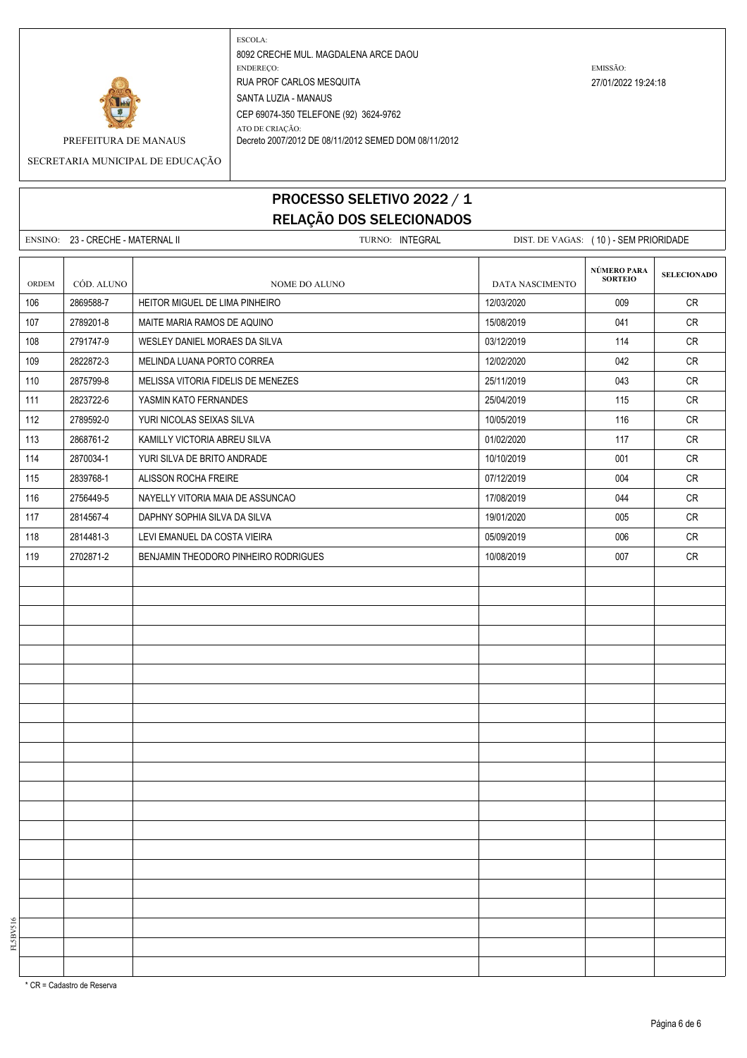PREFEITURA DE MANAUS

SECRETARIA MUNICIPAL DE EDUCAÇÃO

ESCOLA:
8092 CRECHE MUL. MAGDALENA ARCE DAOU

ENDEREÇO:
RUA PROF CARLOS MESQUITA
SANTA LUZIA - MANAUS
CEP 69074-350 TELEFONE (92) 3624-9762

ATO DE CRIAÇÃO:
Decreto 2007/2012 DE 08/11/2012 SEMED DOM 08/11/2012

EMISSÃO:
27/01/2022 19:24:18

# PROCESSO SELETIVO 2022 / 1
## RELAÇÃO DOS SELECIONADOS

ENSINO: 23 - CRECHE - MATERNAL II    TURNO: INTEGRAL    DIST. DE VAGAS: ( 10 ) - SEM PRIORIDADE

| ORDEM | CÓD. ALUNO | NOME DO ALUNO | DATA NASCIMENTO | NÚMERO PARA SORTEIO | SELECIONADO |
|---|---|---|---|---|---|
| 106 | 2869588-7 | HEITOR MIGUEL DE LIMA PINHEIRO | 12/03/2020 | 009 | CR |
| 107 | 2789201-8 | MAITE MARIA RAMOS DE AQUINO | 15/08/2019 | 041 | CR |
| 108 | 2791747-9 | WESLEY DANIEL MORAES DA SILVA | 03/12/2019 | 114 | CR |
| 109 | 2822872-3 | MELINDA LUANA PORTO CORREA | 12/02/2020 | 042 | CR |
| 110 | 2875799-8 | MELISSA VITORIA FIDELIS DE MENEZES | 25/11/2019 | 043 | CR |
| 111 | 2823722-6 | YASMIN KATO FERNANDES | 25/04/2019 | 115 | CR |
| 112 | 2789592-0 | YURI NICOLAS SEIXAS SILVA | 10/05/2019 | 116 | CR |
| 113 | 2868761-2 | KAMILLY VICTORIA ABREU SILVA | 01/02/2020 | 117 | CR |
| 114 | 2870034-1 | YURI SILVA DE BRITO ANDRADE | 10/10/2019 | 001 | CR |
| 115 | 2839768-1 | ALISSON ROCHA FREIRE | 07/12/2019 | 004 | CR |
| 116 | 2756449-5 | NAYELLY VITORIA MAIA DE ASSUNCAO | 17/08/2019 | 044 | CR |
| 117 | 2814567-4 | DAPHNY SOPHIA SILVA DA SILVA | 19/01/2020 | 005 | CR |
| 118 | 2814481-3 | LEVI EMANUEL DA COSTA VIEIRA | 05/09/2019 | 006 | CR |
| 119 | 2702871-2 | BENJAMIN THEODORO PINHEIRO RODRIGUES | 10/08/2019 | 007 | CR |

* CR = Cadastro de Reserva